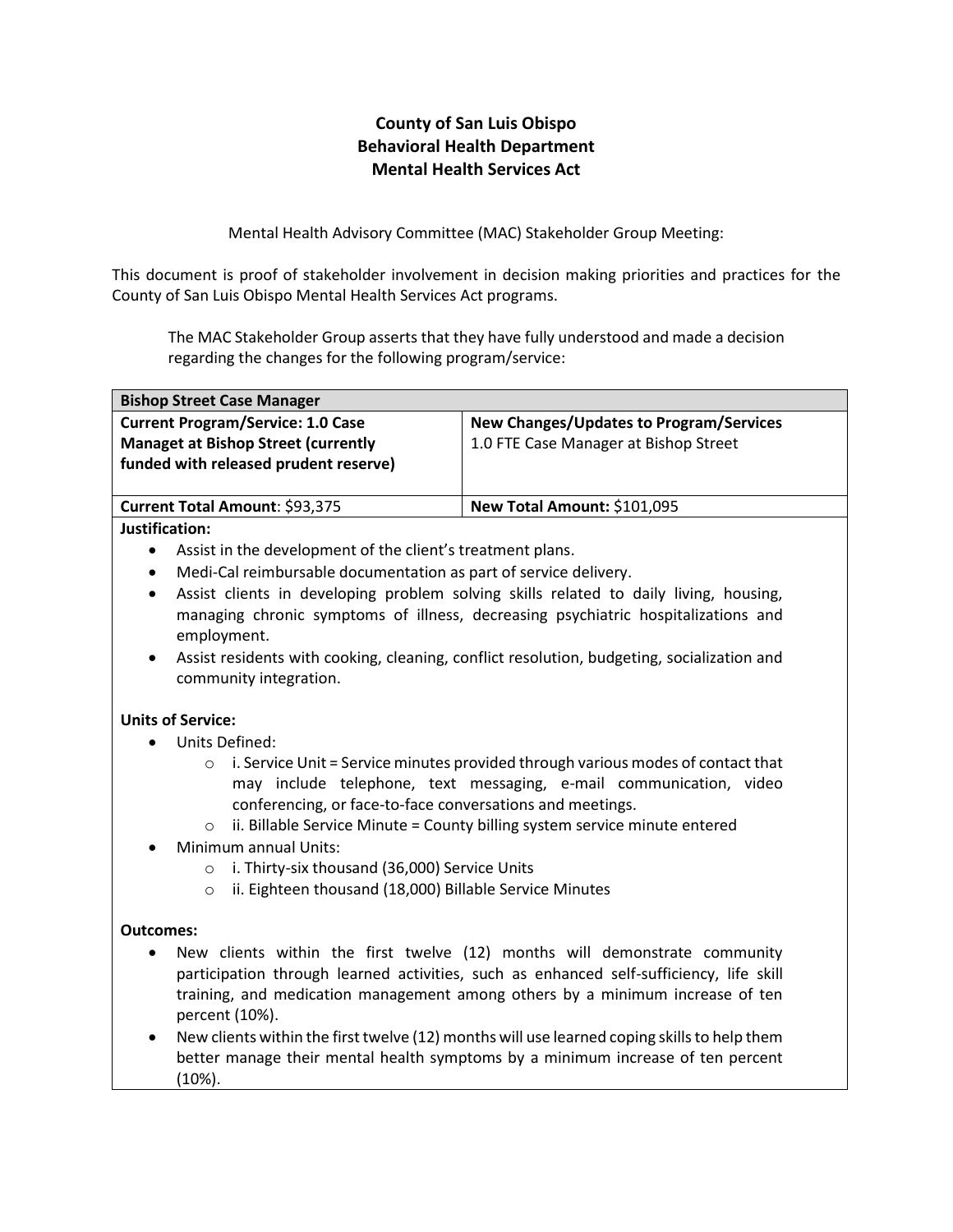**County of San Luis Obispo**
**Behavioral Health Department**
**Mental Health Services Act**

Mental Health Advisory Committee (MAC) Stakeholder Group Meeting:

This document is proof of stakeholder involvement in decision making priorities and practices for the County of San Luis Obispo Mental Health Services Act programs.

The MAC Stakeholder Group asserts that they have fully understood and made a decision regarding the changes for the following program/service:

| **Bishop Street Case Manager** | |
|---|---|
| **Current Program/Service: 1.0 Case Managet at Bishop Street (currently funded with released prudent reserve)** | **New Changes/Updates to Program/Services** 1.0 FTE Case Manager at Bishop Street |
| **Current Total Amount**: $93,375 | **New Total Amount:** $101,095 |

**Justification:**

- Assist in the development of the client's treatment plans.
- Medi-Cal reimbursable documentation as part of service delivery.
- Assist clients in developing problem solving skills related to daily living, housing, managing chronic symptoms of illness, decreasing psychiatric hospitalizations and employment.
- Assist residents with cooking, cleaning, conflict resolution, budgeting, socialization and community integration.

**Units of Service:**

- Units Defined:
  - i. Service Unit = Service minutes provided through various modes of contact that may include telephone, text messaging, e-mail communication, video conferencing, or face-to-face conversations and meetings.
  - ii. Billable Service Minute = County billing system service minute entered
- Minimum annual Units:
  - i. Thirty-six thousand (36,000) Service Units
  - ii. Eighteen thousand (18,000) Billable Service Minutes

**Outcomes:**

- New clients within the first twelve (12) months will demonstrate community participation through learned activities, such as enhanced self-sufficiency, life skill training, and medication management among others by a minimum increase of ten percent (10%).
- New clients within the first twelve (12) months will use learned coping skills to help them better manage their mental health symptoms by a minimum increase of ten percent (10%).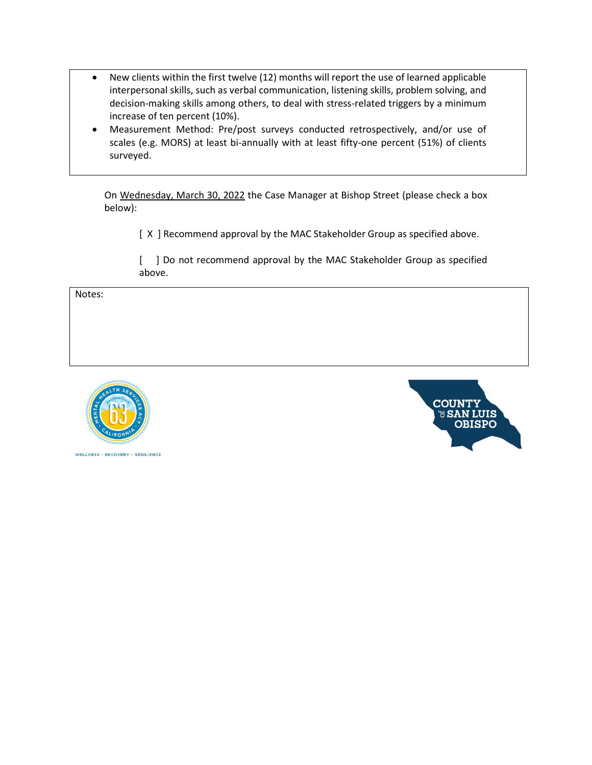- New clients within the first twelve (12) months will report the use of learned applicable interpersonal skills, such as verbal communication, listening skills, problem solving, and decision-making skills among others, to deal with stress-related triggers by a minimum increase of ten percent (10%).
- Measurement Method: Pre/post surveys conducted retrospectively, and/or use of scales (e.g. MORS) at least bi-annually with at least fifty-one percent (51%) of clients surveyed.

On Wednesday, March 30, 2022 the Case Manager at Bishop Street (please check a box below):

[ X ] Recommend approval by the MAC Stakeholder Group as specified above.

[ ] Do not recommend approval by the MAC Stakeholder Group as specified above.

Notes:

WELLNESS • RECOVERY • RESILIENCE

COUNTY of SAN LUIS OBISPO